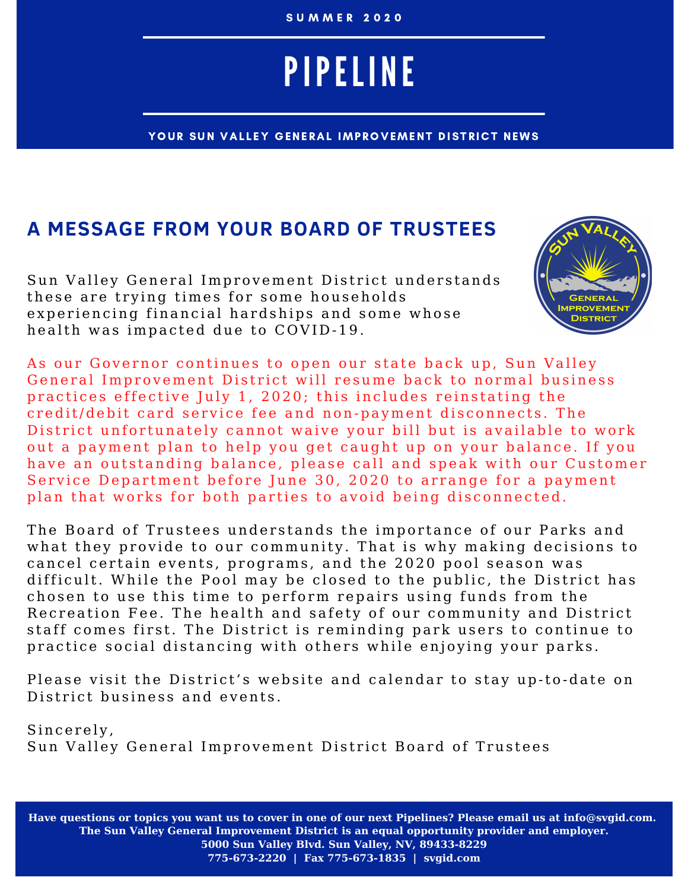SUMMER 2020

# PIPELINE

YOUR SUN VALLEY GENERAL IMPROVEMENT DISTRICT NEWS

## A MESSAGE FROM YOUR BOARD OF TRUSTEES

Sun Valley General Improvement District understands these are trying times for some households experiencing financial hardships and some whose health was impacted due to COVID-19.

As our Governor continues to open our state back up, Sun Valley General Improvement District will resume back to normal business practices effective July 1, 2020; this includes reinstating the credit/debit card service fee and non-payment disconnects. The District unfortunately cannot waive your bill but is available to work out a payment plan to help you get caught up on your balance. If you have an outstanding balance, please call and speak with our Customer Service Department before June 30, 2020 to arrange for a payment plan that works for both parties to avoid being disconnected.

The Board of Trustees understands the importance of our Parks and what they provide to our community. That is why making decisions to cancel certain events, programs, and the 2020 pool season was difficult. While the Pool may be closed to the public, the District has chosen to use this time to perform repairs using funds from the Recreation Fee. The health and safety of our community and District staff comes first. The District is reminding park users to continue to practice social distancing with others while enjoying your parks.

Please visit the District's website and calendar to stay up-to-date on District business and events.

Sincerely,
Sun Valley General Improvement District Board of Trustees

**Have questions or topics you want us to cover in one of our next Pipelines? Please email us at info@svgid.com.**
**The Sun Valley General Improvement District is an equal opportunity provider and employer.**
**5000 Sun Valley Blvd. Sun Valley, NV, 89433-8229**
**775-673-2220 | Fax 775-673-1835 | svgid.com**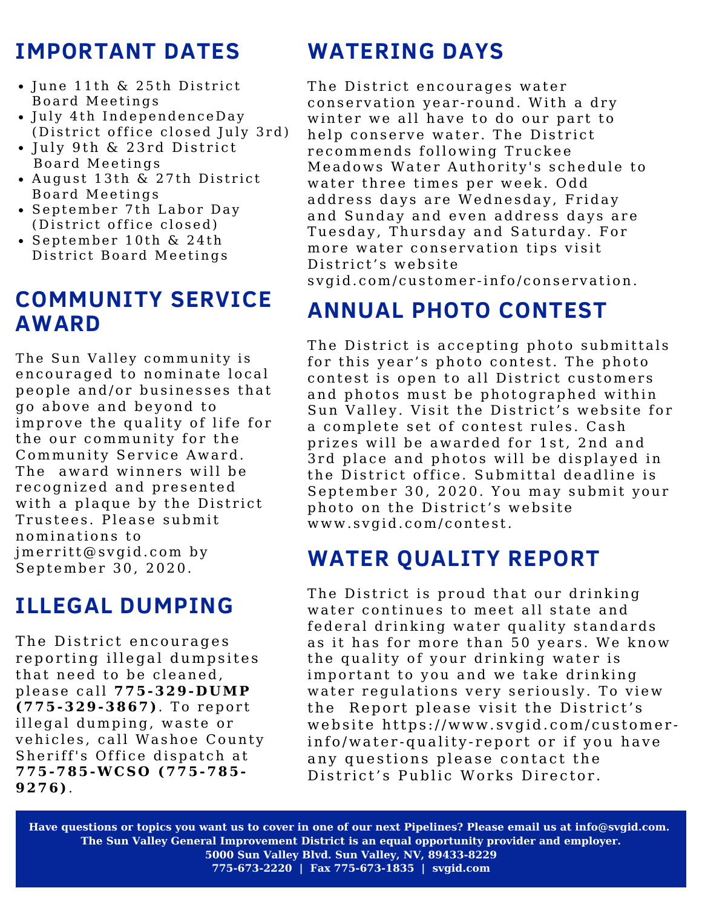## IMPORTANT DATES

- June 11th & 25th District Board Meetings
- July 4th IndependenceDay (District office closed July 3rd)
- July 9th & 23rd District Board Meetings
- August 13th & 27th District Board Meetings
- September 7th Labor Day (District office closed)
- September 10th & 24th District Board Meetings

## COMMUNITY SERVICE AWARD

The Sun Valley community is encouraged to nominate local people and/or businesses that go above and beyond to improve the quality of life for the our community for the Community Service Award. The award winners will be recognized and presented with a plaque by the District Trustees. Please submit nominations to jmerritt@svgid.com by September 30, 2020.

## ILLEGAL DUMPING

The District encourages reporting illegal dumpsites that need to be cleaned, please call **775-329-DUMP (775-329-3867)**. To report illegal dumping, waste or vehicles, call Washoe County Sheriff's Office dispatch at **775-785-WCSO (775-785-9276)**.

## WATERING DAYS

The District encourages water conservation year-round. With a dry winter we all have to do our part to help conserve water. The District recommends following Truckee Meadows Water Authority's schedule to water three times per week. Odd address days are Wednesday, Friday and Sunday and even address days are Tuesday, Thursday and Saturday. For more water conservation tips visit District's website svgid.com/customer-info/conservation.

## ANNUAL PHOTO CONTEST

The District is accepting photo submittals for this year's photo contest. The photo contest is open to all District customers and photos must be photographed within Sun Valley. Visit the District's website for a complete set of contest rules. Cash prizes will be awarded for 1st, 2nd and 3rd place and photos will be displayed in the District office. Submittal deadline is September 30, 2020. You may submit your photo on the District's website www.svgid.com/contest.

## WATER QUALITY REPORT

The District is proud that our drinking water continues to meet all state and federal drinking water quality standards as it has for more than 50 years. We know the quality of your drinking water is important to you and we take drinking water regulations very seriously. To view the Report please visit the District's website https://www.svgid.com/customer-info/water-quality-report or if you have any questions please contact the District's Public Works Director.

**Have questions or topics you want us to cover in one of our next Pipelines? Please email us at info@svgid.com.**
**The Sun Valley General Improvement District is an equal opportunity provider and employer.**
**5000 Sun Valley Blvd. Sun Valley, NV, 89433-8229**
**775-673-2220 | Fax 775-673-1835 | svgid.com**